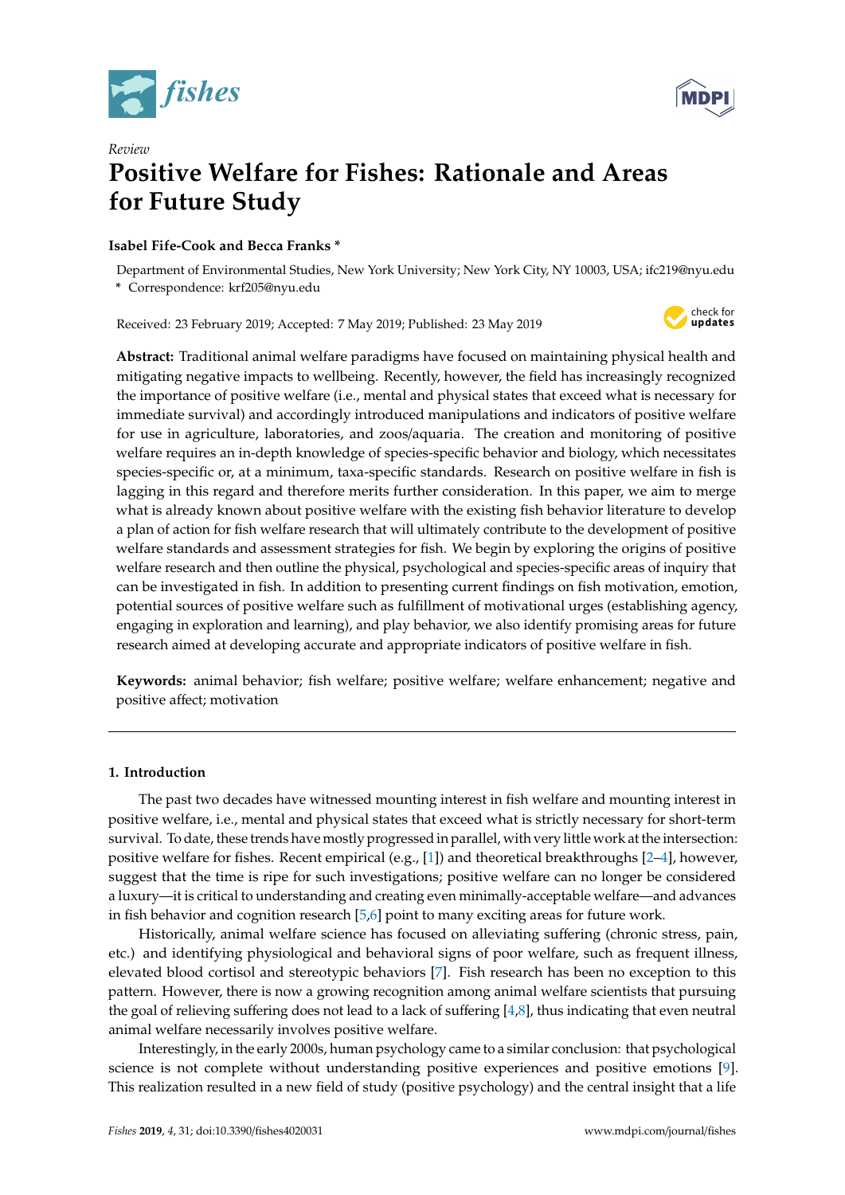*Review*

# Positive Welfare for Fishes: Rationale and Areas for Future Study

**Isabel Fife-Cook and Becca Franks \***

Department of Environmental Studies, New York University; New York City, NY 10003, USA; ifc219@nyu.edu
\* Correspondence: krf205@nyu.edu

Received: 23 February 2019; Accepted: 7 May 2019; Published: 23 May 2019

**Abstract:** Traditional animal welfare paradigms have focused on maintaining physical health and mitigating negative impacts to wellbeing. Recently, however, the field has increasingly recognized the importance of positive welfare (i.e., mental and physical states that exceed what is necessary for immediate survival) and accordingly introduced manipulations and indicators of positive welfare for use in agriculture, laboratories, and zoos/aquaria. The creation and monitoring of positive welfare requires an in-depth knowledge of species-specific behavior and biology, which necessitates species-specific or, at a minimum, taxa-specific standards. Research on positive welfare in fish is lagging in this regard and therefore merits further consideration. In this paper, we aim to merge what is already known about positive welfare with the existing fish behavior literature to develop a plan of action for fish welfare research that will ultimately contribute to the development of positive welfare standards and assessment strategies for fish. We begin by exploring the origins of positive welfare research and then outline the physical, psychological and species-specific areas of inquiry that can be investigated in fish. In addition to presenting current findings on fish motivation, emotion, potential sources of positive welfare such as fulfillment of motivational urges (establishing agency, engaging in exploration and learning), and play behavior, we also identify promising areas for future research aimed at developing accurate and appropriate indicators of positive welfare in fish.

**Keywords:** animal behavior; fish welfare; positive welfare; welfare enhancement; negative and positive affect; motivation

## 1. Introduction

The past two decades have witnessed mounting interest in fish welfare and mounting interest in positive welfare, i.e., mental and physical states that exceed what is strictly necessary for short-term survival. To date, these trends have mostly progressed in parallel, with very little work at the intersection: positive welfare for fishes. Recent empirical (e.g., [1]) and theoretical breakthroughs [2–4], however, suggest that the time is ripe for such investigations; positive welfare can no longer be considered a luxury—it is critical to understanding and creating even minimally-acceptable welfare—and advances in fish behavior and cognition research [5,6] point to many exciting areas for future work.

Historically, animal welfare science has focused on alleviating suffering (chronic stress, pain, etc.) and identifying physiological and behavioral signs of poor welfare, such as frequent illness, elevated blood cortisol and stereotypic behaviors [7]. Fish research has been no exception to this pattern. However, there is now a growing recognition among animal welfare scientists that pursuing the goal of relieving suffering does not lead to a lack of suffering [4,8], thus indicating that even neutral animal welfare necessarily involves positive welfare.

Interestingly, in the early 2000s, human psychology came to a similar conclusion: that psychological science is not complete without understanding positive experiences and positive emotions [9]. This realization resulted in a new field of study (positive psychology) and the central insight that a life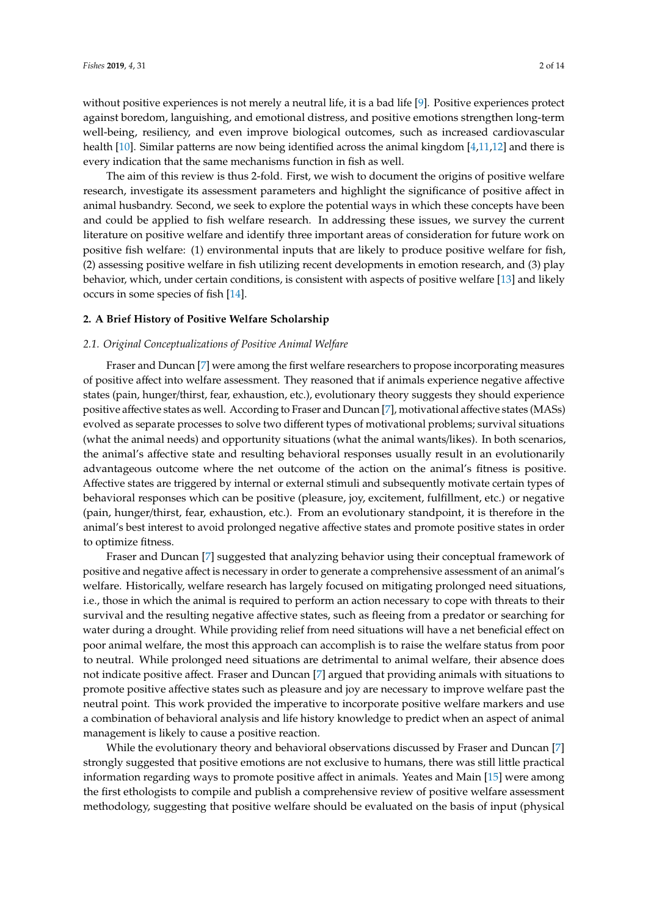without positive experiences is not merely a neutral life, it is a bad life [9]. Positive experiences protect against boredom, languishing, and emotional distress, and positive emotions strengthen long-term well-being, resiliency, and even improve biological outcomes, such as increased cardiovascular health [10]. Similar patterns are now being identified across the animal kingdom [4,11,12] and there is every indication that the same mechanisms function in fish as well.

The aim of this review is thus 2-fold. First, we wish to document the origins of positive welfare research, investigate its assessment parameters and highlight the significance of positive affect in animal husbandry. Second, we seek to explore the potential ways in which these concepts have been and could be applied to fish welfare research. In addressing these issues, we survey the current literature on positive welfare and identify three important areas of consideration for future work on positive fish welfare: (1) environmental inputs that are likely to produce positive welfare for fish, (2) assessing positive welfare in fish utilizing recent developments in emotion research, and (3) play behavior, which, under certain conditions, is consistent with aspects of positive welfare [13] and likely occurs in some species of fish [14].

## 2. A Brief History of Positive Welfare Scholarship

### *2.1. Original Conceptualizations of Positive Animal Welfare*

Fraser and Duncan [7] were among the first welfare researchers to propose incorporating measures of positive affect into welfare assessment. They reasoned that if animals experience negative affective states (pain, hunger/thirst, fear, exhaustion, etc.), evolutionary theory suggests they should experience positive affective states as well. According to Fraser and Duncan [7], motivational affective states (MASs) evolved as separate processes to solve two different types of motivational problems; survival situations (what the animal needs) and opportunity situations (what the animal wants/likes). In both scenarios, the animal's affective state and resulting behavioral responses usually result in an evolutionarily advantageous outcome where the net outcome of the action on the animal's fitness is positive. Affective states are triggered by internal or external stimuli and subsequently motivate certain types of behavioral responses which can be positive (pleasure, joy, excitement, fulfillment, etc.) or negative (pain, hunger/thirst, fear, exhaustion, etc.). From an evolutionary standpoint, it is therefore in the animal's best interest to avoid prolonged negative affective states and promote positive states in order to optimize fitness.

Fraser and Duncan [7] suggested that analyzing behavior using their conceptual framework of positive and negative affect is necessary in order to generate a comprehensive assessment of an animal's welfare. Historically, welfare research has largely focused on mitigating prolonged need situations, i.e., those in which the animal is required to perform an action necessary to cope with threats to their survival and the resulting negative affective states, such as fleeing from a predator or searching for water during a drought. While providing relief from need situations will have a net beneficial effect on poor animal welfare, the most this approach can accomplish is to raise the welfare status from poor to neutral. While prolonged need situations are detrimental to animal welfare, their absence does not indicate positive affect. Fraser and Duncan [7] argued that providing animals with situations to promote positive affective states such as pleasure and joy are necessary to improve welfare past the neutral point. This work provided the imperative to incorporate positive welfare markers and use a combination of behavioral analysis and life history knowledge to predict when an aspect of animal management is likely to cause a positive reaction.

While the evolutionary theory and behavioral observations discussed by Fraser and Duncan [7] strongly suggested that positive emotions are not exclusive to humans, there was still little practical information regarding ways to promote positive affect in animals. Yeates and Main [15] were among the first ethologists to compile and publish a comprehensive review of positive welfare assessment methodology, suggesting that positive welfare should be evaluated on the basis of input (physical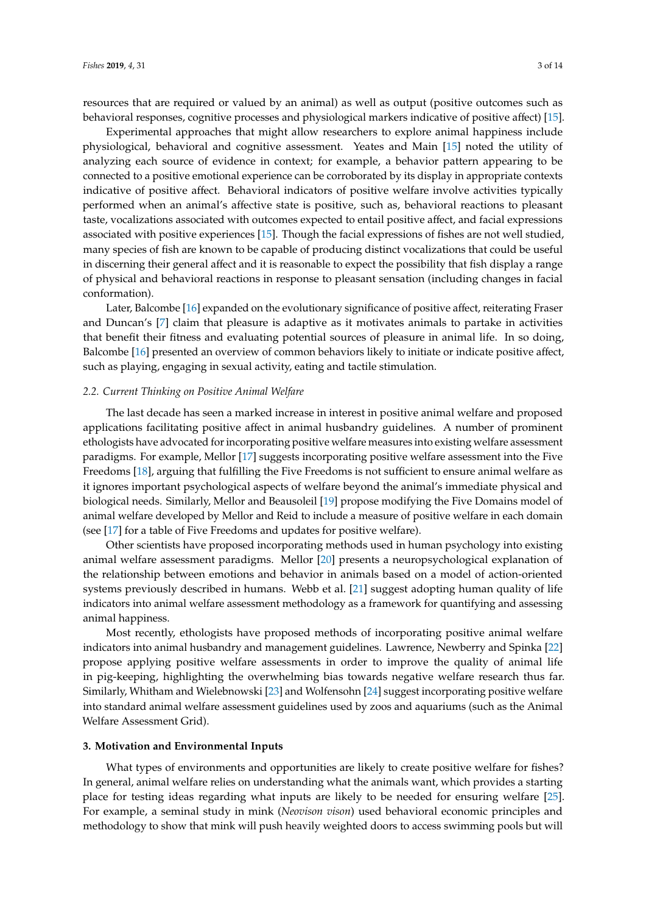resources that are required or valued by an animal) as well as output (positive outcomes such as behavioral responses, cognitive processes and physiological markers indicative of positive affect) [15].

Experimental approaches that might allow researchers to explore animal happiness include physiological, behavioral and cognitive assessment. Yeates and Main [15] noted the utility of analyzing each source of evidence in context; for example, a behavior pattern appearing to be connected to a positive emotional experience can be corroborated by its display in appropriate contexts indicative of positive affect. Behavioral indicators of positive welfare involve activities typically performed when an animal's affective state is positive, such as, behavioral reactions to pleasant taste, vocalizations associated with outcomes expected to entail positive affect, and facial expressions associated with positive experiences [15]. Though the facial expressions of fishes are not well studied, many species of fish are known to be capable of producing distinct vocalizations that could be useful in discerning their general affect and it is reasonable to expect the possibility that fish display a range of physical and behavioral reactions in response to pleasant sensation (including changes in facial conformation).

Later, Balcombe [16] expanded on the evolutionary significance of positive affect, reiterating Fraser and Duncan's [7] claim that pleasure is adaptive as it motivates animals to partake in activities that benefit their fitness and evaluating potential sources of pleasure in animal life. In so doing, Balcombe [16] presented an overview of common behaviors likely to initiate or indicate positive affect, such as playing, engaging in sexual activity, eating and tactile stimulation.

### *2.2. Current Thinking on Positive Animal Welfare*

The last decade has seen a marked increase in interest in positive animal welfare and proposed applications facilitating positive affect in animal husbandry guidelines. A number of prominent ethologists have advocated for incorporating positive welfare measures into existing welfare assessment paradigms. For example, Mellor [17] suggests incorporating positive welfare assessment into the Five Freedoms [18], arguing that fulfilling the Five Freedoms is not sufficient to ensure animal welfare as it ignores important psychological aspects of welfare beyond the animal's immediate physical and biological needs. Similarly, Mellor and Beausoleil [19] propose modifying the Five Domains model of animal welfare developed by Mellor and Reid to include a measure of positive welfare in each domain (see [17] for a table of Five Freedoms and updates for positive welfare).

Other scientists have proposed incorporating methods used in human psychology into existing animal welfare assessment paradigms. Mellor [20] presents a neuropsychological explanation of the relationship between emotions and behavior in animals based on a model of action-oriented systems previously described in humans. Webb et al. [21] suggest adopting human quality of life indicators into animal welfare assessment methodology as a framework for quantifying and assessing animal happiness.

Most recently, ethologists have proposed methods of incorporating positive animal welfare indicators into animal husbandry and management guidelines. Lawrence, Newberry and Spinka [22] propose applying positive welfare assessments in order to improve the quality of animal life in pig-keeping, highlighting the overwhelming bias towards negative welfare research thus far. Similarly, Whitham and Wielebnowski [23] and Wolfensohn [24] suggest incorporating positive welfare into standard animal welfare assessment guidelines used by zoos and aquariums (such as the Animal Welfare Assessment Grid).

## **3. Motivation and Environmental Inputs**

What types of environments and opportunities are likely to create positive welfare for fishes? In general, animal welfare relies on understanding what the animals want, which provides a starting place for testing ideas regarding what inputs are likely to be needed for ensuring welfare [25]. For example, a seminal study in mink (*Neovison vison*) used behavioral economic principles and methodology to show that mink will push heavily weighted doors to access swimming pools but will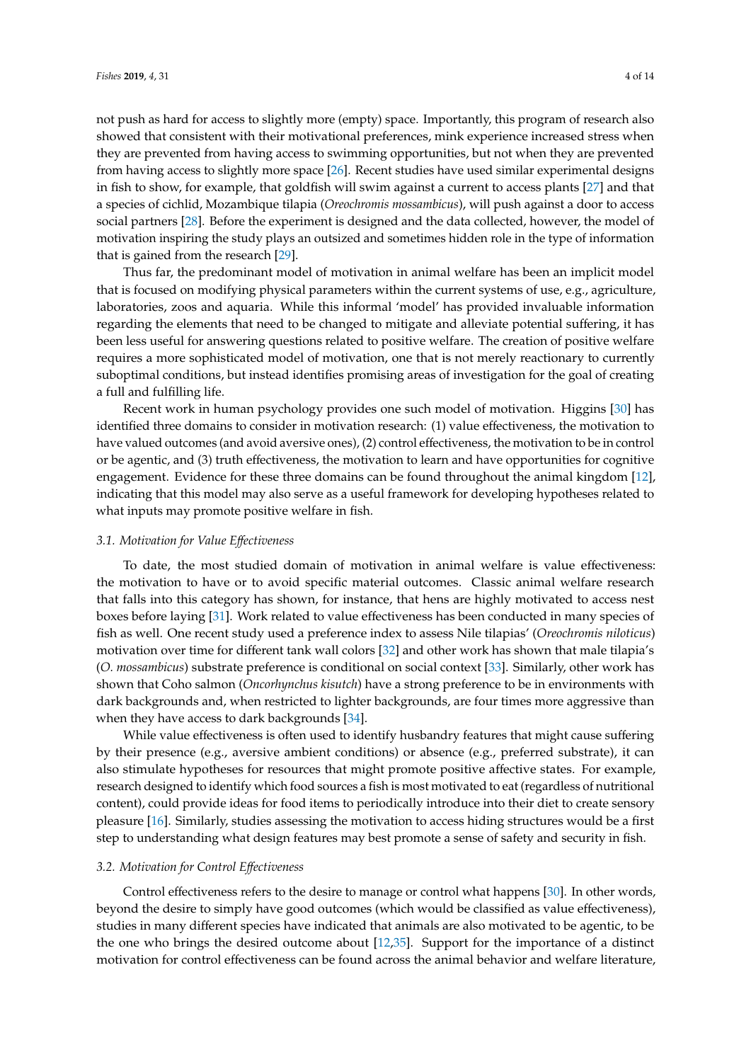not push as hard for access to slightly more (empty) space. Importantly, this program of research also showed that consistent with their motivational preferences, mink experience increased stress when they are prevented from having access to swimming opportunities, but not when they are prevented from having access to slightly more space [26]. Recent studies have used similar experimental designs in fish to show, for example, that goldfish will swim against a current to access plants [27] and that a species of cichlid, Mozambique tilapia (*Oreochromis mossambicus*), will push against a door to access social partners [28]. Before the experiment is designed and the data collected, however, the model of motivation inspiring the study plays an outsized and sometimes hidden role in the type of information that is gained from the research [29].

Thus far, the predominant model of motivation in animal welfare has been an implicit model that is focused on modifying physical parameters within the current systems of use, e.g., agriculture, laboratories, zoos and aquaria. While this informal 'model' has provided invaluable information regarding the elements that need to be changed to mitigate and alleviate potential suffering, it has been less useful for answering questions related to positive welfare. The creation of positive welfare requires a more sophisticated model of motivation, one that is not merely reactionary to currently suboptimal conditions, but instead identifies promising areas of investigation for the goal of creating a full and fulfilling life.

Recent work in human psychology provides one such model of motivation. Higgins [30] has identified three domains to consider in motivation research: (1) value effectiveness, the motivation to have valued outcomes (and avoid aversive ones), (2) control effectiveness, the motivation to be in control or be agentic, and (3) truth effectiveness, the motivation to learn and have opportunities for cognitive engagement. Evidence for these three domains can be found throughout the animal kingdom [12], indicating that this model may also serve as a useful framework for developing hypotheses related to what inputs may promote positive welfare in fish.

### *3.1. Motivation for Value Effectiveness*

To date, the most studied domain of motivation in animal welfare is value effectiveness: the motivation to have or to avoid specific material outcomes. Classic animal welfare research that falls into this category has shown, for instance, that hens are highly motivated to access nest boxes before laying [31]. Work related to value effectiveness has been conducted in many species of fish as well. One recent study used a preference index to assess Nile tilapias' (*Oreochromis niloticus*) motivation over time for different tank wall colors [32] and other work has shown that male tilapia's (*O. mossambicus*) substrate preference is conditional on social context [33]. Similarly, other work has shown that Coho salmon (*Oncorhynchus kisutch*) have a strong preference to be in environments with dark backgrounds and, when restricted to lighter backgrounds, are four times more aggressive than when they have access to dark backgrounds [34].

While value effectiveness is often used to identify husbandry features that might cause suffering by their presence (e.g., aversive ambient conditions) or absence (e.g., preferred substrate), it can also stimulate hypotheses for resources that might promote positive affective states. For example, research designed to identify which food sources a fish is most motivated to eat (regardless of nutritional content), could provide ideas for food items to periodically introduce into their diet to create sensory pleasure [16]. Similarly, studies assessing the motivation to access hiding structures would be a first step to understanding what design features may best promote a sense of safety and security in fish.

### *3.2. Motivation for Control Effectiveness*

Control effectiveness refers to the desire to manage or control what happens [30]. In other words, beyond the desire to simply have good outcomes (which would be classified as value effectiveness), studies in many different species have indicated that animals are also motivated to be agentic, to be the one who brings the desired outcome about [12,35]. Support for the importance of a distinct motivation for control effectiveness can be found across the animal behavior and welfare literature,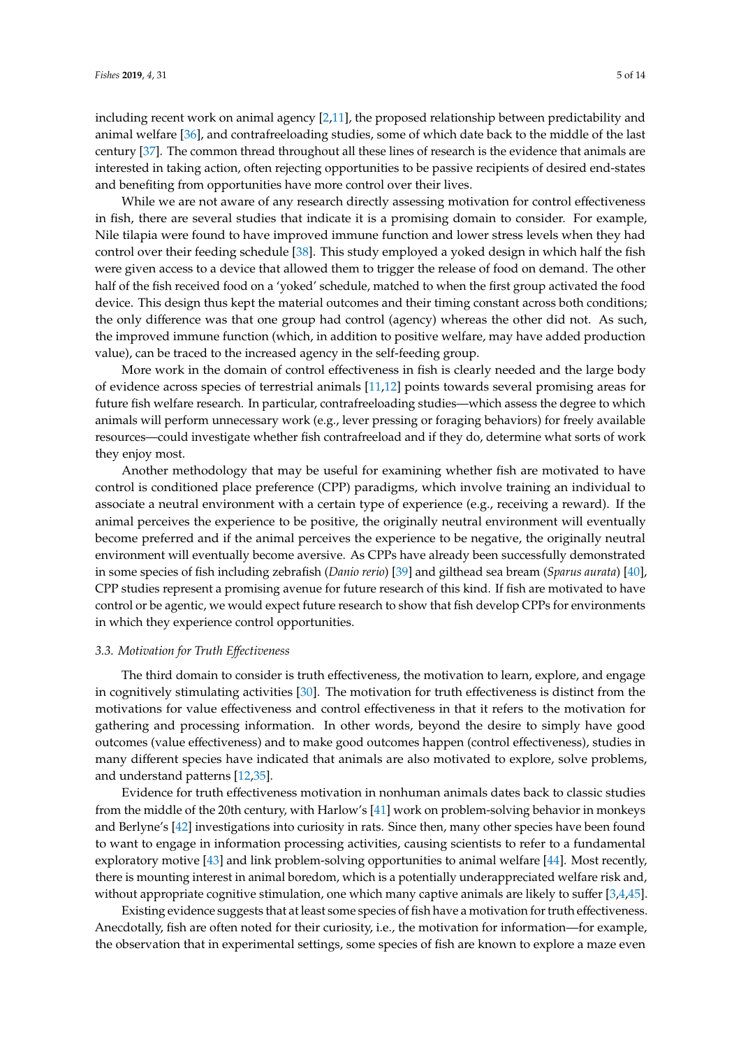including recent work on animal agency [2,11], the proposed relationship between predictability and animal welfare [36], and contrafreeloading studies, some of which date back to the middle of the last century [37]. The common thread throughout all these lines of research is the evidence that animals are interested in taking action, often rejecting opportunities to be passive recipients of desired end-states and benefiting from opportunities have more control over their lives.

While we are not aware of any research directly assessing motivation for control effectiveness in fish, there are several studies that indicate it is a promising domain to consider. For example, Nile tilapia were found to have improved immune function and lower stress levels when they had control over their feeding schedule [38]. This study employed a yoked design in which half the fish were given access to a device that allowed them to trigger the release of food on demand. The other half of the fish received food on a 'yoked' schedule, matched to when the first group activated the food device. This design thus kept the material outcomes and their timing constant across both conditions; the only difference was that one group had control (agency) whereas the other did not. As such, the improved immune function (which, in addition to positive welfare, may have added production value), can be traced to the increased agency in the self-feeding group.

More work in the domain of control effectiveness in fish is clearly needed and the large body of evidence across species of terrestrial animals [11,12] points towards several promising areas for future fish welfare research. In particular, contrafreeloading studies—which assess the degree to which animals will perform unnecessary work (e.g., lever pressing or foraging behaviors) for freely available resources—could investigate whether fish contrafreeload and if they do, determine what sorts of work they enjoy most.

Another methodology that may be useful for examining whether fish are motivated to have control is conditioned place preference (CPP) paradigms, which involve training an individual to associate a neutral environment with a certain type of experience (e.g., receiving a reward). If the animal perceives the experience to be positive, the originally neutral environment will eventually become preferred and if the animal perceives the experience to be negative, the originally neutral environment will eventually become aversive. As CPPs have already been successfully demonstrated in some species of fish including zebrafish (*Danio rerio*) [39] and gilthead sea bream (*Sparus aurata*) [40], CPP studies represent a promising avenue for future research of this kind. If fish are motivated to have control or be agentic, we would expect future research to show that fish develop CPPs for environments in which they experience control opportunities.

### *3.3. Motivation for Truth Effectiveness*

The third domain to consider is truth effectiveness, the motivation to learn, explore, and engage in cognitively stimulating activities [30]. The motivation for truth effectiveness is distinct from the motivations for value effectiveness and control effectiveness in that it refers to the motivation for gathering and processing information. In other words, beyond the desire to simply have good outcomes (value effectiveness) and to make good outcomes happen (control effectiveness), studies in many different species have indicated that animals are also motivated to explore, solve problems, and understand patterns [12,35].

Evidence for truth effectiveness motivation in nonhuman animals dates back to classic studies from the middle of the 20th century, with Harlow's [41] work on problem-solving behavior in monkeys and Berlyne's [42] investigations into curiosity in rats. Since then, many other species have been found to want to engage in information processing activities, causing scientists to refer to a fundamental exploratory motive [43] and link problem-solving opportunities to animal welfare [44]. Most recently, there is mounting interest in animal boredom, which is a potentially underappreciated welfare risk and, without appropriate cognitive stimulation, one which many captive animals are likely to suffer [3,4,45].

Existing evidence suggests that at least some species of fish have a motivation for truth effectiveness. Anecdotally, fish are often noted for their curiosity, i.e., the motivation for information—for example, the observation that in experimental settings, some species of fish are known to explore a maze even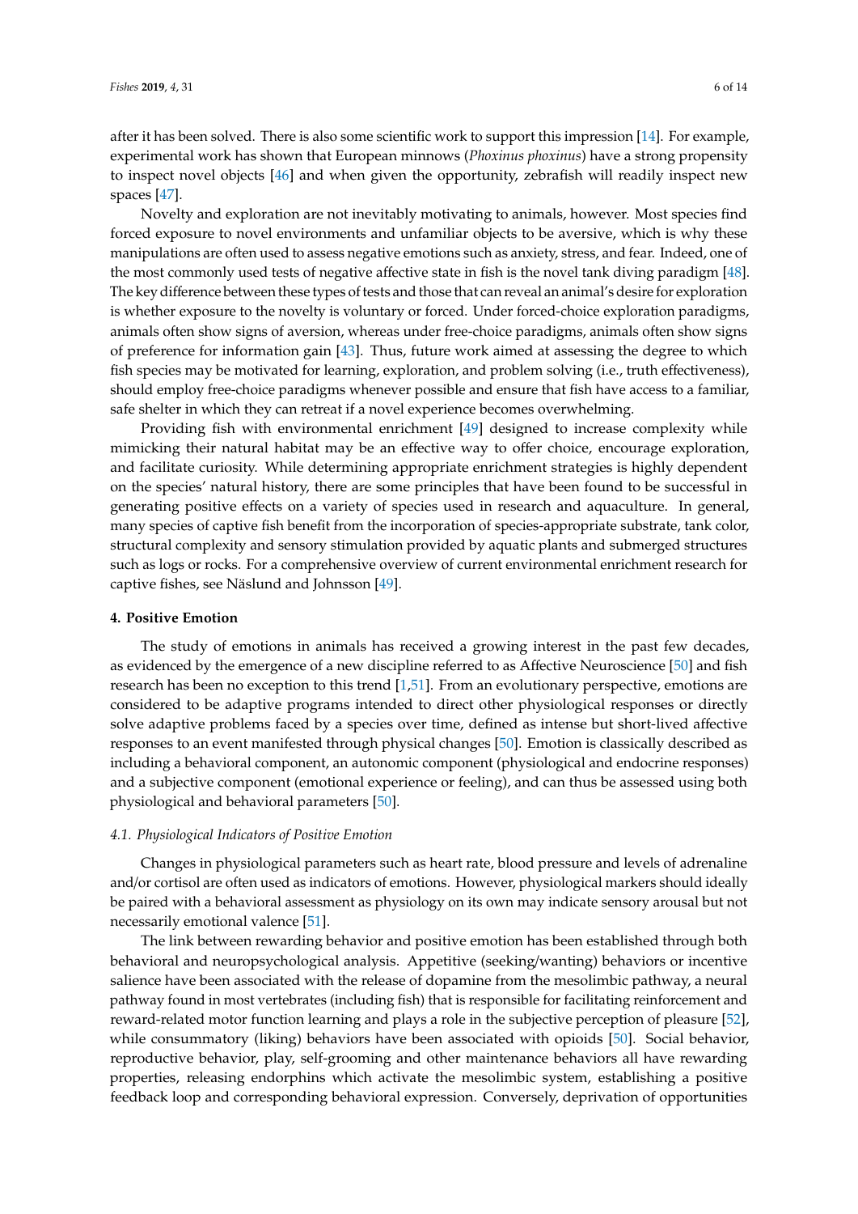after it has been solved. There is also some scientific work to support this impression [14]. For example, experimental work has shown that European minnows (*Phoxinus phoxinus*) have a strong propensity to inspect novel objects [46] and when given the opportunity, zebrafish will readily inspect new spaces [47].

Novelty and exploration are not inevitably motivating to animals, however. Most species find forced exposure to novel environments and unfamiliar objects to be aversive, which is why these manipulations are often used to assess negative emotions such as anxiety, stress, and fear. Indeed, one of the most commonly used tests of negative affective state in fish is the novel tank diving paradigm [48]. The key difference between these types of tests and those that can reveal an animal's desire for exploration is whether exposure to the novelty is voluntary or forced. Under forced-choice exploration paradigms, animals often show signs of aversion, whereas under free-choice paradigms, animals often show signs of preference for information gain [43]. Thus, future work aimed at assessing the degree to which fish species may be motivated for learning, exploration, and problem solving (i.e., truth effectiveness), should employ free-choice paradigms whenever possible and ensure that fish have access to a familiar, safe shelter in which they can retreat if a novel experience becomes overwhelming.

Providing fish with environmental enrichment [49] designed to increase complexity while mimicking their natural habitat may be an effective way to offer choice, encourage exploration, and facilitate curiosity. While determining appropriate enrichment strategies is highly dependent on the species' natural history, there are some principles that have been found to be successful in generating positive effects on a variety of species used in research and aquaculture. In general, many species of captive fish benefit from the incorporation of species-appropriate substrate, tank color, structural complexity and sensory stimulation provided by aquatic plants and submerged structures such as logs or rocks. For a comprehensive overview of current environmental enrichment research for captive fishes, see Näslund and Johnsson [49].

## 4. Positive Emotion

The study of emotions in animals has received a growing interest in the past few decades, as evidenced by the emergence of a new discipline referred to as Affective Neuroscience [50] and fish research has been no exception to this trend [1,51]. From an evolutionary perspective, emotions are considered to be adaptive programs intended to direct other physiological responses or directly solve adaptive problems faced by a species over time, defined as intense but short-lived affective responses to an event manifested through physical changes [50]. Emotion is classically described as including a behavioral component, an autonomic component (physiological and endocrine responses) and a subjective component (emotional experience or feeling), and can thus be assessed using both physiological and behavioral parameters [50].

### *4.1. Physiological Indicators of Positive Emotion*

Changes in physiological parameters such as heart rate, blood pressure and levels of adrenaline and/or cortisol are often used as indicators of emotions. However, physiological markers should ideally be paired with a behavioral assessment as physiology on its own may indicate sensory arousal but not necessarily emotional valence [51].

The link between rewarding behavior and positive emotion has been established through both behavioral and neuropsychological analysis. Appetitive (seeking/wanting) behaviors or incentive salience have been associated with the release of dopamine from the mesolimbic pathway, a neural pathway found in most vertebrates (including fish) that is responsible for facilitating reinforcement and reward-related motor function learning and plays a role in the subjective perception of pleasure [52], while consummatory (liking) behaviors have been associated with opioids [50]. Social behavior, reproductive behavior, play, self-grooming and other maintenance behaviors all have rewarding properties, releasing endorphins which activate the mesolimbic system, establishing a positive feedback loop and corresponding behavioral expression. Conversely, deprivation of opportunities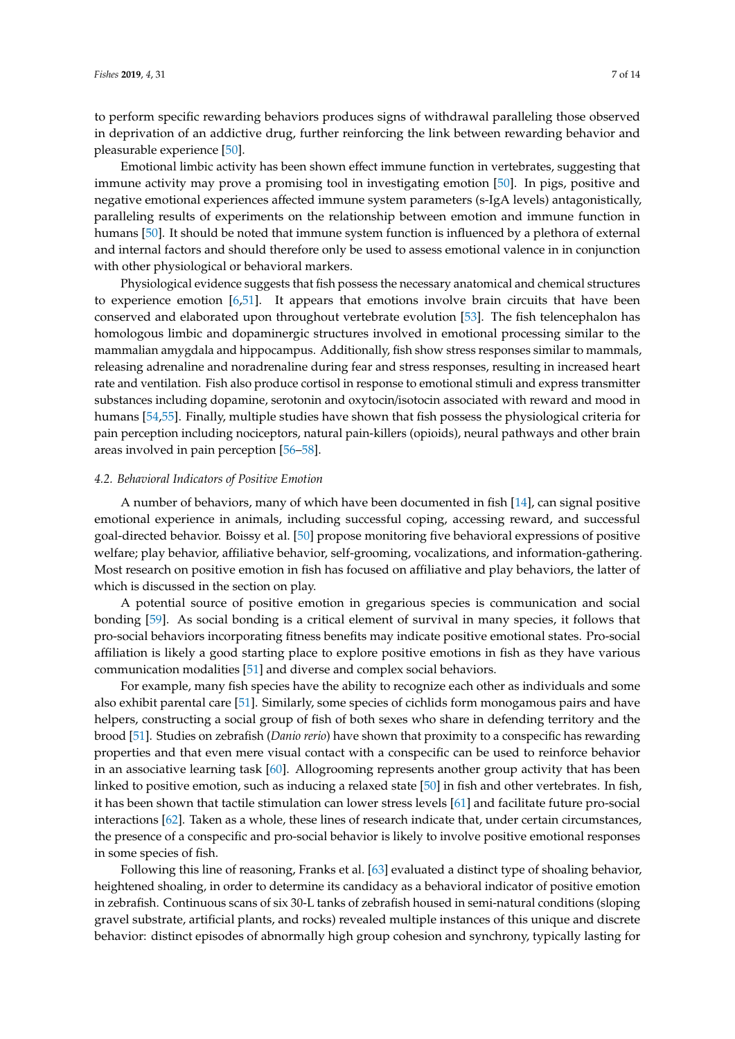to perform specific rewarding behaviors produces signs of withdrawal paralleling those observed in deprivation of an addictive drug, further reinforcing the link between rewarding behavior and pleasurable experience [50].

Emotional limbic activity has been shown effect immune function in vertebrates, suggesting that immune activity may prove a promising tool in investigating emotion [50]. In pigs, positive and negative emotional experiences affected immune system parameters (s-IgA levels) antagonistically, paralleling results of experiments on the relationship between emotion and immune function in humans [50]. It should be noted that immune system function is influenced by a plethora of external and internal factors and should therefore only be used to assess emotional valence in in conjunction with other physiological or behavioral markers.

Physiological evidence suggests that fish possess the necessary anatomical and chemical structures to experience emotion [6,51]. It appears that emotions involve brain circuits that have been conserved and elaborated upon throughout vertebrate evolution [53]. The fish telencephalon has homologous limbic and dopaminergic structures involved in emotional processing similar to the mammalian amygdala and hippocampus. Additionally, fish show stress responses similar to mammals, releasing adrenaline and noradrenaline during fear and stress responses, resulting in increased heart rate and ventilation. Fish also produce cortisol in response to emotional stimuli and express transmitter substances including dopamine, serotonin and oxytocin/isotocin associated with reward and mood in humans [54,55]. Finally, multiple studies have shown that fish possess the physiological criteria for pain perception including nociceptors, natural pain-killers (opioids), neural pathways and other brain areas involved in pain perception [56–58].

### *4.2. Behavioral Indicators of Positive Emotion*

A number of behaviors, many of which have been documented in fish [14], can signal positive emotional experience in animals, including successful coping, accessing reward, and successful goal-directed behavior. Boissy et al. [50] propose monitoring five behavioral expressions of positive welfare; play behavior, affiliative behavior, self-grooming, vocalizations, and information-gathering. Most research on positive emotion in fish has focused on affiliative and play behaviors, the latter of which is discussed in the section on play.

A potential source of positive emotion in gregarious species is communication and social bonding [59]. As social bonding is a critical element of survival in many species, it follows that pro-social behaviors incorporating fitness benefits may indicate positive emotional states. Pro-social affiliation is likely a good starting place to explore positive emotions in fish as they have various communication modalities [51] and diverse and complex social behaviors.

For example, many fish species have the ability to recognize each other as individuals and some also exhibit parental care [51]. Similarly, some species of cichlids form monogamous pairs and have helpers, constructing a social group of fish of both sexes who share in defending territory and the brood [51]. Studies on zebrafish (*Danio rerio*) have shown that proximity to a conspecific has rewarding properties and that even mere visual contact with a conspecific can be used to reinforce behavior in an associative learning task [60]. Allogrooming represents another group activity that has been linked to positive emotion, such as inducing a relaxed state [50] in fish and other vertebrates. In fish, it has been shown that tactile stimulation can lower stress levels [61] and facilitate future pro-social interactions [62]. Taken as a whole, these lines of research indicate that, under certain circumstances, the presence of a conspecific and pro-social behavior is likely to involve positive emotional responses in some species of fish.

Following this line of reasoning, Franks et al. [63] evaluated a distinct type of shoaling behavior, heightened shoaling, in order to determine its candidacy as a behavioral indicator of positive emotion in zebrafish. Continuous scans of six 30-L tanks of zebrafish housed in semi-natural conditions (sloping gravel substrate, artificial plants, and rocks) revealed multiple instances of this unique and discrete behavior: distinct episodes of abnormally high group cohesion and synchrony, typically lasting for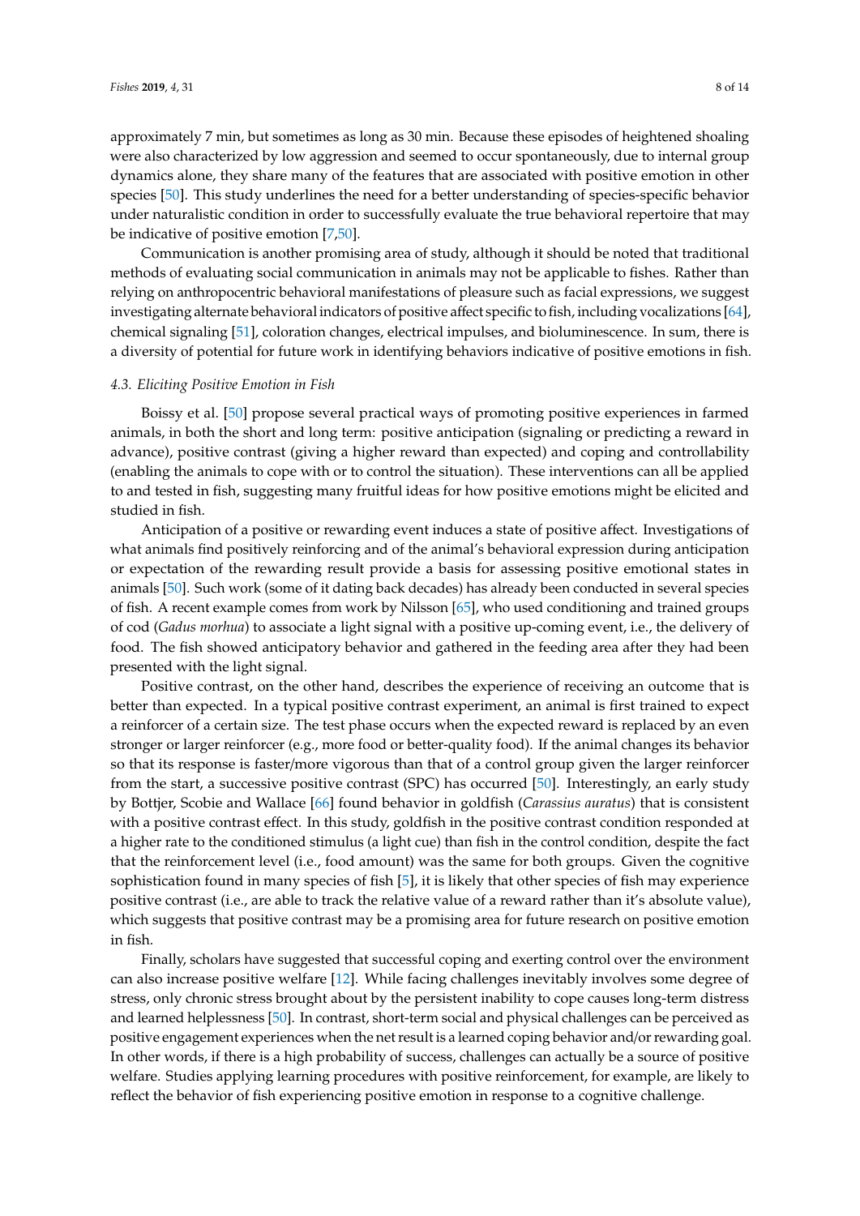approximately 7 min, but sometimes as long as 30 min. Because these episodes of heightened shoaling were also characterized by low aggression and seemed to occur spontaneously, due to internal group dynamics alone, they share many of the features that are associated with positive emotion in other species [50]. This study underlines the need for a better understanding of species-specific behavior under naturalistic condition in order to successfully evaluate the true behavioral repertoire that may be indicative of positive emotion [7,50].

Communication is another promising area of study, although it should be noted that traditional methods of evaluating social communication in animals may not be applicable to fishes. Rather than relying on anthropocentric behavioral manifestations of pleasure such as facial expressions, we suggest investigating alternate behavioral indicators of positive affect specific to fish, including vocalizations [64], chemical signaling [51], coloration changes, electrical impulses, and bioluminescence. In sum, there is a diversity of potential for future work in identifying behaviors indicative of positive emotions in fish.

### *4.3. Eliciting Positive Emotion in Fish*

Boissy et al. [50] propose several practical ways of promoting positive experiences in farmed animals, in both the short and long term: positive anticipation (signaling or predicting a reward in advance), positive contrast (giving a higher reward than expected) and coping and controllability (enabling the animals to cope with or to control the situation). These interventions can all be applied to and tested in fish, suggesting many fruitful ideas for how positive emotions might be elicited and studied in fish.

Anticipation of a positive or rewarding event induces a state of positive affect. Investigations of what animals find positively reinforcing and of the animal's behavioral expression during anticipation or expectation of the rewarding result provide a basis for assessing positive emotional states in animals [50]. Such work (some of it dating back decades) has already been conducted in several species of fish. A recent example comes from work by Nilsson [65], who used conditioning and trained groups of cod (*Gadus morhua*) to associate a light signal with a positive up-coming event, i.e., the delivery of food. The fish showed anticipatory behavior and gathered in the feeding area after they had been presented with the light signal.

Positive contrast, on the other hand, describes the experience of receiving an outcome that is better than expected. In a typical positive contrast experiment, an animal is first trained to expect a reinforcer of a certain size. The test phase occurs when the expected reward is replaced by an even stronger or larger reinforcer (e.g., more food or better-quality food). If the animal changes its behavior so that its response is faster/more vigorous than that of a control group given the larger reinforcer from the start, a successive positive contrast (SPC) has occurred [50]. Interestingly, an early study by Bottjer, Scobie and Wallace [66] found behavior in goldfish (*Carassius auratus*) that is consistent with a positive contrast effect. In this study, goldfish in the positive contrast condition responded at a higher rate to the conditioned stimulus (a light cue) than fish in the control condition, despite the fact that the reinforcement level (i.e., food amount) was the same for both groups. Given the cognitive sophistication found in many species of fish [5], it is likely that other species of fish may experience positive contrast (i.e., are able to track the relative value of a reward rather than it's absolute value), which suggests that positive contrast may be a promising area for future research on positive emotion in fish.

Finally, scholars have suggested that successful coping and exerting control over the environment can also increase positive welfare [12]. While facing challenges inevitably involves some degree of stress, only chronic stress brought about by the persistent inability to cope causes long-term distress and learned helplessness [50]. In contrast, short-term social and physical challenges can be perceived as positive engagement experiences when the net result is a learned coping behavior and/or rewarding goal. In other words, if there is a high probability of success, challenges can actually be a source of positive welfare. Studies applying learning procedures with positive reinforcement, for example, are likely to reflect the behavior of fish experiencing positive emotion in response to a cognitive challenge.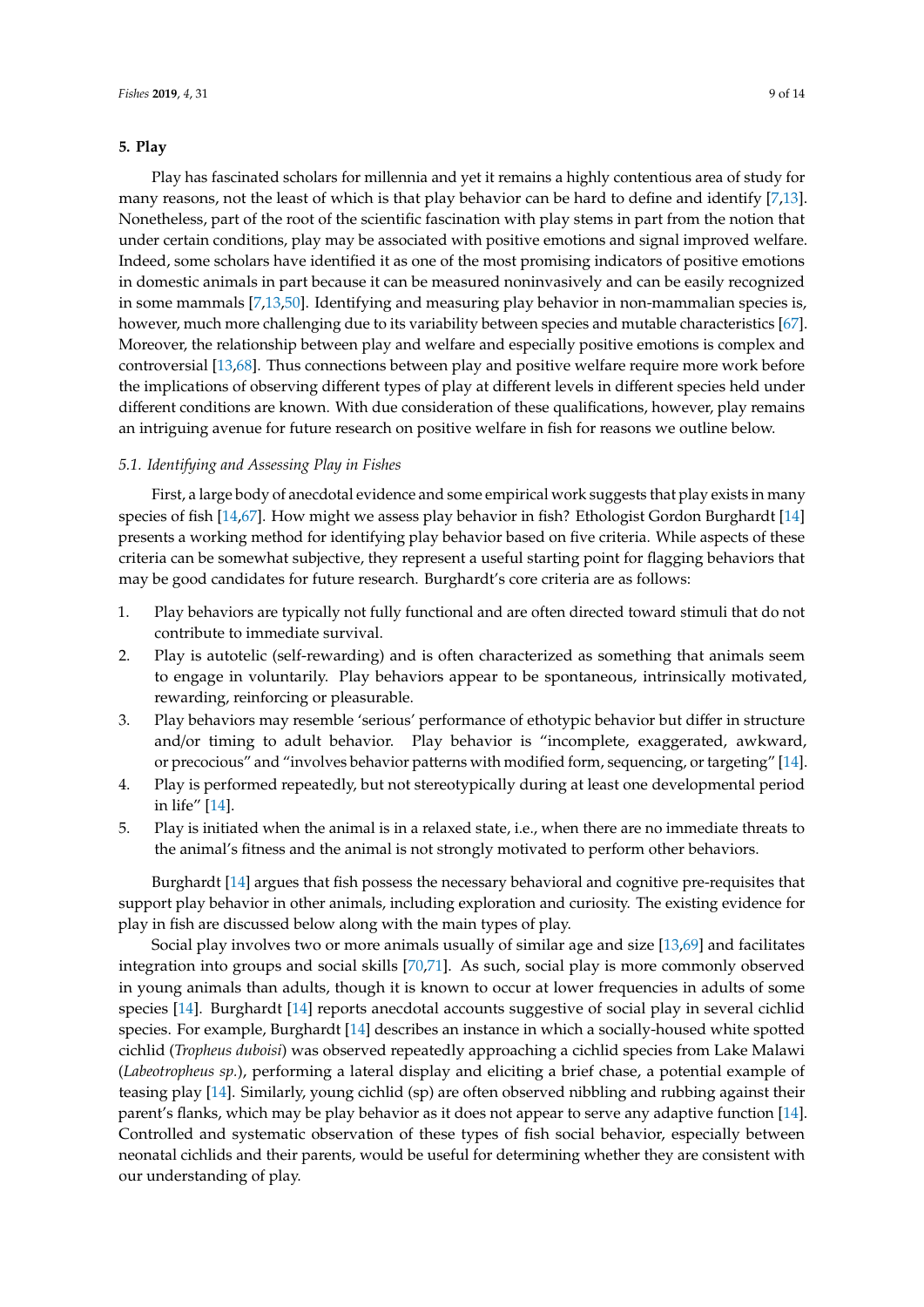## 5. Play

Play has fascinated scholars for millennia and yet it remains a highly contentious area of study for many reasons, not the least of which is that play behavior can be hard to define and identify [7,13]. Nonetheless, part of the root of the scientific fascination with play stems in part from the notion that under certain conditions, play may be associated with positive emotions and signal improved welfare. Indeed, some scholars have identified it as one of the most promising indicators of positive emotions in domestic animals in part because it can be measured noninvasively and can be easily recognized in some mammals [7,13,50]. Identifying and measuring play behavior in non-mammalian species is, however, much more challenging due to its variability between species and mutable characteristics [67]. Moreover, the relationship between play and welfare and especially positive emotions is complex and controversial [13,68]. Thus connections between play and positive welfare require more work before the implications of observing different types of play at different levels in different species held under different conditions are known. With due consideration of these qualifications, however, play remains an intriguing avenue for future research on positive welfare in fish for reasons we outline below.

### 5.1. Identifying and Assessing Play in Fishes

First, a large body of anecdotal evidence and some empirical work suggests that play exists in many species of fish [14,67]. How might we assess play behavior in fish? Ethologist Gordon Burghardt [14] presents a working method for identifying play behavior based on five criteria. While aspects of these criteria can be somewhat subjective, they represent a useful starting point for flagging behaviors that may be good candidates for future research. Burghardt's core criteria are as follows:

1. Play behaviors are typically not fully functional and are often directed toward stimuli that do not contribute to immediate survival.
2. Play is autotelic (self-rewarding) and is often characterized as something that animals seem to engage in voluntarily. Play behaviors appear to be spontaneous, intrinsically motivated, rewarding, reinforcing or pleasurable.
3. Play behaviors may resemble 'serious' performance of ethotypic behavior but differ in structure and/or timing to adult behavior. Play behavior is "incomplete, exaggerated, awkward, or precocious" and "involves behavior patterns with modified form, sequencing, or targeting" [14].
4. Play is performed repeatedly, but not stereotypically during at least one developmental period in life" [14].
5. Play is initiated when the animal is in a relaxed state, i.e., when there are no immediate threats to the animal's fitness and the animal is not strongly motivated to perform other behaviors.

Burghardt [14] argues that fish possess the necessary behavioral and cognitive pre-requisites that support play behavior in other animals, including exploration and curiosity. The existing evidence for play in fish are discussed below along with the main types of play.

Social play involves two or more animals usually of similar age and size [13,69] and facilitates integration into groups and social skills [70,71]. As such, social play is more commonly observed in young animals than adults, though it is known to occur at lower frequencies in adults of some species [14]. Burghardt [14] reports anecdotal accounts suggestive of social play in several cichlid species. For example, Burghardt [14] describes an instance in which a socially-housed white spotted cichlid (*Tropheus duboisi*) was observed repeatedly approaching a cichlid species from Lake Malawi (*Labeotropheus sp.*), performing a lateral display and eliciting a brief chase, a potential example of teasing play [14]. Similarly, young cichlid (sp) are often observed nibbling and rubbing against their parent's flanks, which may be play behavior as it does not appear to serve any adaptive function [14]. Controlled and systematic observation of these types of fish social behavior, especially between neonatal cichlids and their parents, would be useful for determining whether they are consistent with our understanding of play.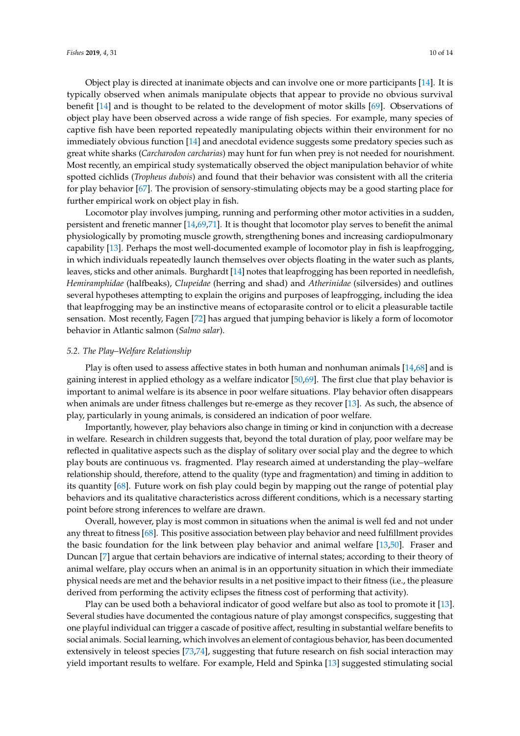Object play is directed at inanimate objects and can involve one or more participants [14]. It is typically observed when animals manipulate objects that appear to provide no obvious survival benefit [14] and is thought to be related to the development of motor skills [69]. Observations of object play have been observed across a wide range of fish species. For example, many species of captive fish have been reported repeatedly manipulating objects within their environment for no immediately obvious function [14] and anecdotal evidence suggests some predatory species such as great white sharks (*Carcharodon carcharias*) may hunt for fun when prey is not needed for nourishment. Most recently, an empirical study systematically observed the object manipulation behavior of white spotted cichlids (*Tropheus dubois*) and found that their behavior was consistent with all the criteria for play behavior [67]. The provision of sensory-stimulating objects may be a good starting place for further empirical work on object play in fish.

Locomotor play involves jumping, running and performing other motor activities in a sudden, persistent and frenetic manner [14,69,71]. It is thought that locomotor play serves to benefit the animal physiologically by promoting muscle growth, strengthening bones and increasing cardiopulmonary capability [13]. Perhaps the most well-documented example of locomotor play in fish is leapfrogging, in which individuals repeatedly launch themselves over objects floating in the water such as plants, leaves, sticks and other animals. Burghardt [14] notes that leapfrogging has been reported in needlefish, *Hemiramphidae* (halfbeaks), *Clupeidae* (herring and shad) and *Atherinidae* (silversides) and outlines several hypotheses attempting to explain the origins and purposes of leapfrogging, including the idea that leapfrogging may be an instinctive means of ectoparasite control or to elicit a pleasurable tactile sensation. Most recently, Fagen [72] has argued that jumping behavior is likely a form of locomotor behavior in Atlantic salmon (*Salmo salar*).

### *5.2. The Play–Welfare Relationship*

Play is often used to assess affective states in both human and nonhuman animals [14,68] and is gaining interest in applied ethology as a welfare indicator [50,69]. The first clue that play behavior is important to animal welfare is its absence in poor welfare situations. Play behavior often disappears when animals are under fitness challenges but re-emerge as they recover [13]. As such, the absence of play, particularly in young animals, is considered an indication of poor welfare.

Importantly, however, play behaviors also change in timing or kind in conjunction with a decrease in welfare. Research in children suggests that, beyond the total duration of play, poor welfare may be reflected in qualitative aspects such as the display of solitary over social play and the degree to which play bouts are continuous vs. fragmented. Play research aimed at understanding the play–welfare relationship should, therefore, attend to the quality (type and fragmentation) and timing in addition to its quantity [68]. Future work on fish play could begin by mapping out the range of potential play behaviors and its qualitative characteristics across different conditions, which is a necessary starting point before strong inferences to welfare are drawn.

Overall, however, play is most common in situations when the animal is well fed and not under any threat to fitness [68]. This positive association between play behavior and need fulfillment provides the basic foundation for the link between play behavior and animal welfare [13,50]. Fraser and Duncan [7] argue that certain behaviors are indicative of internal states; according to their theory of animal welfare, play occurs when an animal is in an opportunity situation in which their immediate physical needs are met and the behavior results in a net positive impact to their fitness (i.e., the pleasure derived from performing the activity eclipses the fitness cost of performing that activity).

Play can be used both a behavioral indicator of good welfare but also as tool to promote it [13]. Several studies have documented the contagious nature of play amongst conspecifics, suggesting that one playful individual can trigger a cascade of positive affect, resulting in substantial welfare benefits to social animals. Social learning, which involves an element of contagious behavior, has been documented extensively in teleost species [73,74], suggesting that future research on fish social interaction may yield important results to welfare. For example, Held and Spinka [13] suggested stimulating social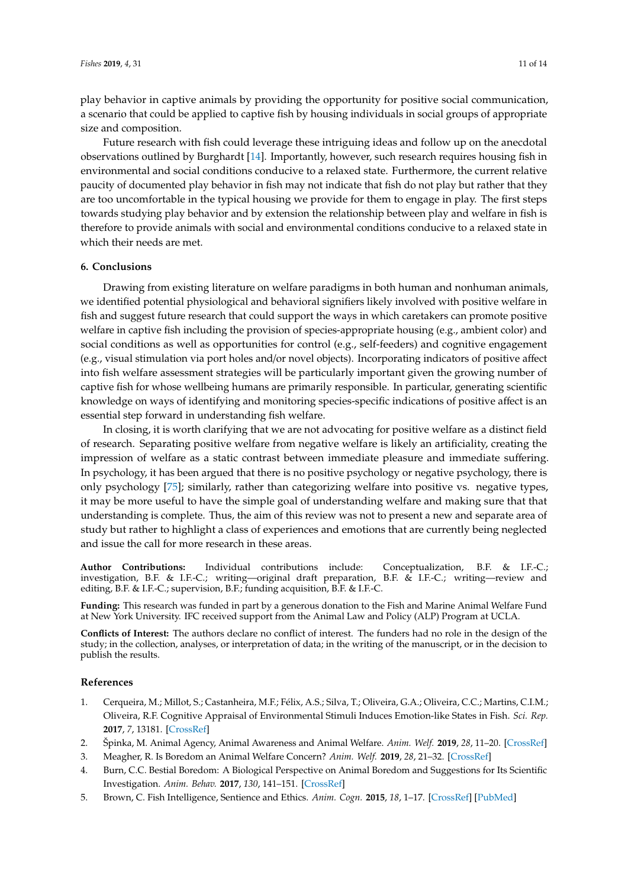play behavior in captive animals by providing the opportunity for positive social communication, a scenario that could be applied to captive fish by housing individuals in social groups of appropriate size and composition.

Future research with fish could leverage these intriguing ideas and follow up on the anecdotal observations outlined by Burghardt [14]. Importantly, however, such research requires housing fish in environmental and social conditions conducive to a relaxed state. Furthermore, the current relative paucity of documented play behavior in fish may not indicate that fish do not play but rather that they are too uncomfortable in the typical housing we provide for them to engage in play. The first steps towards studying play behavior and by extension the relationship between play and welfare in fish is therefore to provide animals with social and environmental conditions conducive to a relaxed state in which their needs are met.

## 6. Conclusions

Drawing from existing literature on welfare paradigms in both human and nonhuman animals, we identified potential physiological and behavioral signifiers likely involved with positive welfare in fish and suggest future research that could support the ways in which caretakers can promote positive welfare in captive fish including the provision of species-appropriate housing (e.g., ambient color) and social conditions as well as opportunities for control (e.g., self-feeders) and cognitive engagement (e.g., visual stimulation via port holes and/or novel objects). Incorporating indicators of positive affect into fish welfare assessment strategies will be particularly important given the growing number of captive fish for whose wellbeing humans are primarily responsible. In particular, generating scientific knowledge on ways of identifying and monitoring species-specific indications of positive affect is an essential step forward in understanding fish welfare.

In closing, it is worth clarifying that we are not advocating for positive welfare as a distinct field of research. Separating positive welfare from negative welfare is likely an artificiality, creating the impression of welfare as a static contrast between immediate pleasure and immediate suffering. In psychology, it has been argued that there is no positive psychology or negative psychology, there is only psychology [75]; similarly, rather than categorizing welfare into positive vs. negative types, it may be more useful to have the simple goal of understanding welfare and making sure that that understanding is complete. Thus, the aim of this review was not to present a new and separate area of study but rather to highlight a class of experiences and emotions that are currently being neglected and issue the call for more research in these areas.

**Author Contributions:** Individual contributions include: Conceptualization, B.F. & I.F.-C.; investigation, B.F. & I.F.-C.; writing—original draft preparation, B.F. & I.F.-C.; writing—review and editing, B.F. & I.F.-C.; supervision, B.F.; funding acquisition, B.F. & I.F.-C.

**Funding:** This research was funded in part by a generous donation to the Fish and Marine Animal Welfare Fund at New York University. IFC received support from the Animal Law and Policy (ALP) Program at UCLA.

**Conflicts of Interest:** The authors declare no conflict of interest. The funders had no role in the design of the study; in the collection, analyses, or interpretation of data; in the writing of the manuscript, or in the decision to publish the results.

## References

1. Cerqueira, M.; Millot, S.; Castanheira, M.F.; Félix, A.S.; Silva, T.; Oliveira, G.A.; Oliveira, C.C.; Martins, C.I.M.; Oliveira, R.F. Cognitive Appraisal of Environmental Stimuli Induces Emotion-like States in Fish. *Sci. Rep.* **2017**, *7*, 13181. [CrossRef]
2. Špinka, M. Animal Agency, Animal Awareness and Animal Welfare. *Anim. Welf.* **2019**, *28*, 11–20. [CrossRef]
3. Meagher, R. Is Boredom an Animal Welfare Concern? *Anim. Welf.* **2019**, *28*, 21–32. [CrossRef]
4. Burn, C.C. Bestial Boredom: A Biological Perspective on Animal Boredom and Suggestions for Its Scientific Investigation. *Anim. Behav.* **2017**, *130*, 141–151. [CrossRef]
5. Brown, C. Fish Intelligence, Sentience and Ethics. *Anim. Cogn.* **2015**, *18*, 1–17. [CrossRef] [PubMed]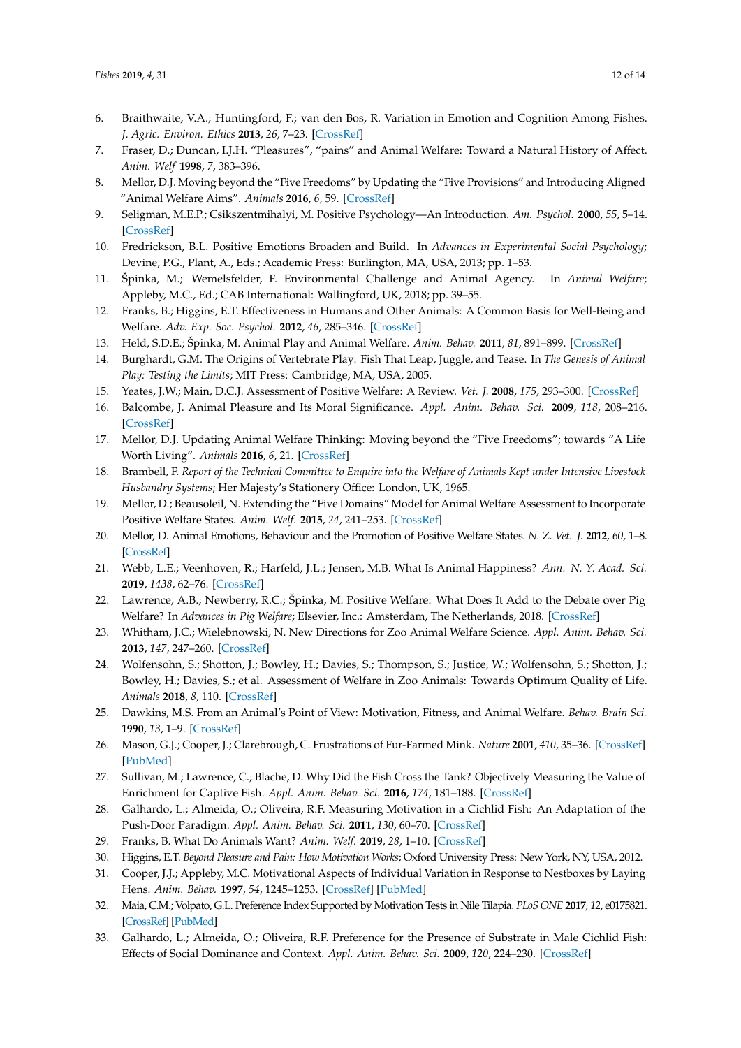6. Braithwaite, V.A.; Huntingford, F.; van den Bos, R. Variation in Emotion and Cognition Among Fishes. *J. Agric. Environ. Ethics* **2013**, *26*, 7–23. [CrossRef]
7. Fraser, D.; Duncan, I.J.H. "Pleasures", "pains" and Animal Welfare: Toward a Natural History of Affect. *Anim. Welf* **1998**, *7*, 383–396.
8. Mellor, D.J. Moving beyond the "Five Freedoms" by Updating the "Five Provisions" and Introducing Aligned "Animal Welfare Aims". *Animals* **2016**, *6*, 59. [CrossRef]
9. Seligman, M.E.P.; Csikszentmihalyi, M. Positive Psychology—An Introduction. *Am. Psychol.* **2000**, *55*, 5–14. [CrossRef]
10. Fredrickson, B.L. Positive Emotions Broaden and Build. In *Advances in Experimental Social Psychology*; Devine, P.G., Plant, A., Eds.; Academic Press: Burlington, MA, USA, 2013; pp. 1–53.
11. Špinka, M.; Wemelsfelder, F. Environmental Challenge and Animal Agency. In *Animal Welfare*; Appleby, M.C., Ed.; CAB International: Wallingford, UK, 2018; pp. 39–55.
12. Franks, B.; Higgins, E.T. Effectiveness in Humans and Other Animals: A Common Basis for Well-Being and Welfare. *Adv. Exp. Soc. Psychol.* **2012**, *46*, 285–346. [CrossRef]
13. Held, S.D.E.; Špinka, M. Animal Play and Animal Welfare. *Anim. Behav.* **2011**, *81*, 891–899. [CrossRef]
14. Burghardt, G.M. The Origins of Vertebrate Play: Fish That Leap, Juggle, and Tease. In *The Genesis of Animal Play: Testing the Limits*; MIT Press: Cambridge, MA, USA, 2005.
15. Yeates, J.W.; Main, D.C.J. Assessment of Positive Welfare: A Review. *Vet. J.* **2008**, *175*, 293–300. [CrossRef]
16. Balcombe, J. Animal Pleasure and Its Moral Significance. *Appl. Anim. Behav. Sci.* **2009**, *118*, 208–216. [CrossRef]
17. Mellor, D.J. Updating Animal Welfare Thinking: Moving beyond the "Five Freedoms"; towards "A Life Worth Living". *Animals* **2016**, *6*, 21. [CrossRef]
18. Brambell, F. *Report of the Technical Committee to Enquire into the Welfare of Animals Kept under Intensive Livestock Husbandry Systems*; Her Majesty's Stationery Office: London, UK, 1965.
19. Mellor, D.; Beausoleil, N. Extending the "Five Domains" Model for Animal Welfare Assessment to Incorporate Positive Welfare States. *Anim. Welf.* **2015**, *24*, 241–253. [CrossRef]
20. Mellor, D. Animal Emotions, Behaviour and the Promotion of Positive Welfare States. *N. Z. Vet. J.* **2012**, *60*, 1–8. [CrossRef]
21. Webb, L.E.; Veenhoven, R.; Harfeld, J.L.; Jensen, M.B. What Is Animal Happiness? *Ann. N. Y. Acad. Sci.* **2019**, *1438*, 62–76. [CrossRef]
22. Lawrence, A.B.; Newberry, R.C.; Špinka, M. Positive Welfare: What Does It Add to the Debate over Pig Welfare? In *Advances in Pig Welfare*; Elsevier, Inc.: Amsterdam, The Netherlands, 2018. [CrossRef]
23. Whitham, J.C.; Wielebnowski, N. New Directions for Zoo Animal Welfare Science. *Appl. Anim. Behav. Sci.* **2013**, *147*, 247–260. [CrossRef]
24. Wolfensohn, S.; Shotton, J.; Bowley, H.; Davies, S.; Thompson, S.; Justice, W.; Wolfensohn, S.; Shotton, J.; Bowley, H.; Davies, S.; et al. Assessment of Welfare in Zoo Animals: Towards Optimum Quality of Life. *Animals* **2018**, *8*, 110. [CrossRef]
25. Dawkins, M.S. From an Animal's Point of View: Motivation, Fitness, and Animal Welfare. *Behav. Brain Sci.* **1990**, *13*, 1–9. [CrossRef]
26. Mason, G.J.; Cooper, J.; Clarebrough, C. Frustrations of Fur-Farmed Mink. *Nature* **2001**, *410*, 35–36. [CrossRef] [PubMed]
27. Sullivan, M.; Lawrence, C.; Blache, D. Why Did the Fish Cross the Tank? Objectively Measuring the Value of Enrichment for Captive Fish. *Appl. Anim. Behav. Sci.* **2016**, *174*, 181–188. [CrossRef]
28. Galhardo, L.; Almeida, O.; Oliveira, R.F. Measuring Motivation in a Cichlid Fish: An Adaptation of the Push-Door Paradigm. *Appl. Anim. Behav. Sci.* **2011**, *130*, 60–70. [CrossRef]
29. Franks, B. What Do Animals Want? *Anim. Welf.* **2019**, *28*, 1–10. [CrossRef]
30. Higgins, E.T. *Beyond Pleasure and Pain: How Motivation Works*; Oxford University Press: New York, NY, USA, 2012.
31. Cooper, J.J.; Appleby, M.C. Motivational Aspects of Individual Variation in Response to Nestboxes by Laying Hens. *Anim. Behav.* **1997**, *54*, 1245–1253. [CrossRef] [PubMed]
32. Maia, C.M.; Volpato, G.L. Preference Index Supported by Motivation Tests in Nile Tilapia. *PLoS ONE* **2017**, *12*, e0175821. [CrossRef] [PubMed]
33. Galhardo, L.; Almeida, O.; Oliveira, R.F. Preference for the Presence of Substrate in Male Cichlid Fish: Effects of Social Dominance and Context. *Appl. Anim. Behav. Sci.* **2009**, *120*, 224–230. [CrossRef]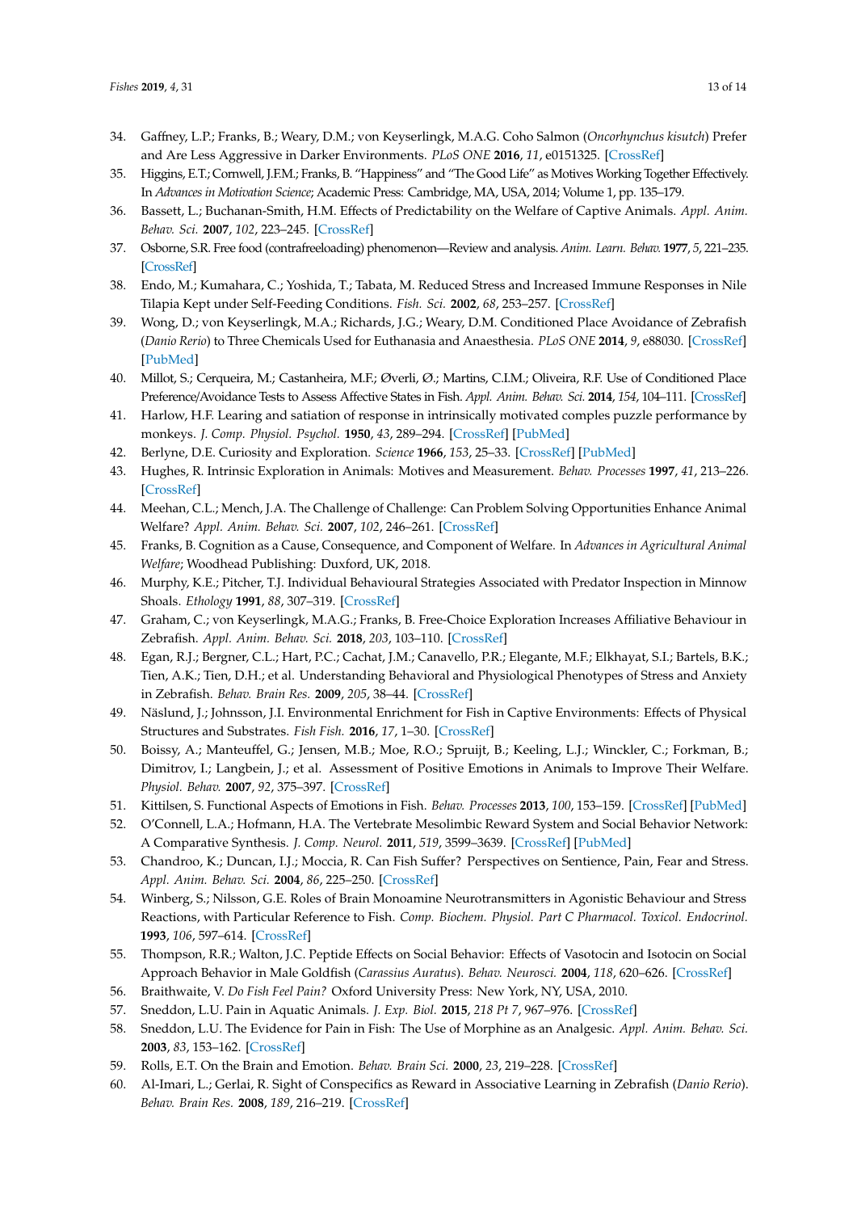34. Gaffney, L.P.; Franks, B.; Weary, D.M.; von Keyserlingk, M.A.G. Coho Salmon (*Oncorhynchus kisutch*) Prefer and Are Less Aggressive in Darker Environments. *PLoS ONE* **2016**, *11*, e0151325. [CrossRef]
35. Higgins, E.T.; Cornwell, J.F.M.; Franks, B. "Happiness" and "The Good Life" as Motives Working Together Effectively. In *Advances in Motivation Science*; Academic Press: Cambridge, MA, USA, 2014; Volume 1, pp. 135–179.
36. Bassett, L.; Buchanan-Smith, H.M. Effects of Predictability on the Welfare of Captive Animals. *Appl. Anim. Behav. Sci.* **2007**, *102*, 223–245. [CrossRef]
37. Osborne, S.R. Free food (contrafreeloading) phenomenon—Review and analysis. *Anim. Learn. Behav.* **1977**, *5*, 221–235. [CrossRef]
38. Endo, M.; Kumahara, C.; Yoshida, T.; Tabata, M. Reduced Stress and Increased Immune Responses in Nile Tilapia Kept under Self-Feeding Conditions. *Fish. Sci.* **2002**, *68*, 253–257. [CrossRef]
39. Wong, D.; von Keyserlingk, M.A.; Richards, J.G.; Weary, D.M. Conditioned Place Avoidance of Zebrafish (*Danio Rerio*) to Three Chemicals Used for Euthanasia and Anaesthesia. *PLoS ONE* **2014**, *9*, e88030. [CrossRef] [PubMed]
40. Millot, S.; Cerqueira, M.; Castanheira, M.F.; Øverli, Ø.; Martins, C.I.M.; Oliveira, R.F. Use of Conditioned Place Preference/Avoidance Tests to Assess Affective States in Fish. *Appl. Anim. Behav. Sci.* **2014**, *154*, 104–111. [CrossRef]
41. Harlow, H.F. Learing and satiation of response in intrinsically motivated comples puzzle performance by monkeys. *J. Comp. Physiol. Psychol.* **1950**, *43*, 289–294. [CrossRef] [PubMed]
42. Berlyne, D.E. Curiosity and Exploration. *Science* **1966**, *153*, 25–33. [CrossRef] [PubMed]
43. Hughes, R. Intrinsic Exploration in Animals: Motives and Measurement. *Behav. Processes* **1997**, *41*, 213–226. [CrossRef]
44. Meehan, C.L.; Mench, J.A. The Challenge of Challenge: Can Problem Solving Opportunities Enhance Animal Welfare? *Appl. Anim. Behav. Sci.* **2007**, *102*, 246–261. [CrossRef]
45. Franks, B. Cognition as a Cause, Consequence, and Component of Welfare. In *Advances in Agricultural Animal Welfare*; Woodhead Publishing: Duxford, UK, 2018.
46. Murphy, K.E.; Pitcher, T.J. Individual Behavioural Strategies Associated with Predator Inspection in Minnow Shoals. *Ethology* **1991**, *88*, 307–319. [CrossRef]
47. Graham, C.; von Keyserlingk, M.A.G.; Franks, B. Free-Choice Exploration Increases Affiliative Behaviour in Zebrafish. *Appl. Anim. Behav. Sci.* **2018**, *203*, 103–110. [CrossRef]
48. Egan, R.J.; Bergner, C.L.; Hart, P.C.; Cachat, J.M.; Canavello, P.R.; Elegante, M.F.; Elkhayat, S.I.; Bartels, B.K.; Tien, A.K.; Tien, D.H.; et al. Understanding Behavioral and Physiological Phenotypes of Stress and Anxiety in Zebrafish. *Behav. Brain Res.* **2009**, *205*, 38–44. [CrossRef]
49. Näslund, J.; Johnsson, J.I. Environmental Enrichment for Fish in Captive Environments: Effects of Physical Structures and Substrates. *Fish Fish.* **2016**, *17*, 1–30. [CrossRef]
50. Boissy, A.; Manteuffel, G.; Jensen, M.B.; Moe, R.O.; Spruijt, B.; Keeling, L.J.; Winckler, C.; Forkman, B.; Dimitrov, I.; Langbein, J.; et al. Assessment of Positive Emotions in Animals to Improve Their Welfare. *Physiol. Behav.* **2007**, *92*, 375–397. [CrossRef]
51. Kittilsen, S. Functional Aspects of Emotions in Fish. *Behav. Processes* **2013**, *100*, 153–159. [CrossRef] [PubMed]
52. O'Connell, L.A.; Hofmann, H.A. The Vertebrate Mesolimbic Reward System and Social Behavior Network: A Comparative Synthesis. *J. Comp. Neurol.* **2011**, *519*, 3599–3639. [CrossRef] [PubMed]
53. Chandroo, K.; Duncan, I.J.; Moccia, R. Can Fish Suffer? Perspectives on Sentience, Pain, Fear and Stress. *Appl. Anim. Behav. Sci.* **2004**, *86*, 225–250. [CrossRef]
54. Winberg, S.; Nilsson, G.E. Roles of Brain Monoamine Neurotransmitters in Agonistic Behaviour and Stress Reactions, with Particular Reference to Fish. *Comp. Biochem. Physiol. Part C Pharmacol. Toxicol. Endocrinol.* **1993**, *106*, 597–614. [CrossRef]
55. Thompson, R.R.; Walton, J.C. Peptide Effects on Social Behavior: Effects of Vasotocin and Isotocin on Social Approach Behavior in Male Goldfish (*Carassius Auratus*). *Behav. Neurosci.* **2004**, *118*, 620–626. [CrossRef]
56. Braithwaite, V. *Do Fish Feel Pain?* Oxford University Press: New York, NY, USA, 2010.
57. Sneddon, L.U. Pain in Aquatic Animals. *J. Exp. Biol.* **2015**, *218 Pt 7*, 967–976. [CrossRef]
58. Sneddon, L.U. The Evidence for Pain in Fish: The Use of Morphine as an Analgesic. *Appl. Anim. Behav. Sci.* **2003**, *83*, 153–162. [CrossRef]
59. Rolls, E.T. On the Brain and Emotion. *Behav. Brain Sci.* **2000**, *23*, 219–228. [CrossRef]
60. Al-Imari, L.; Gerlai, R. Sight of Conspecifics as Reward in Associative Learning in Zebrafish (*Danio Rerio*). *Behav. Brain Res.* **2008**, *189*, 216–219. [CrossRef]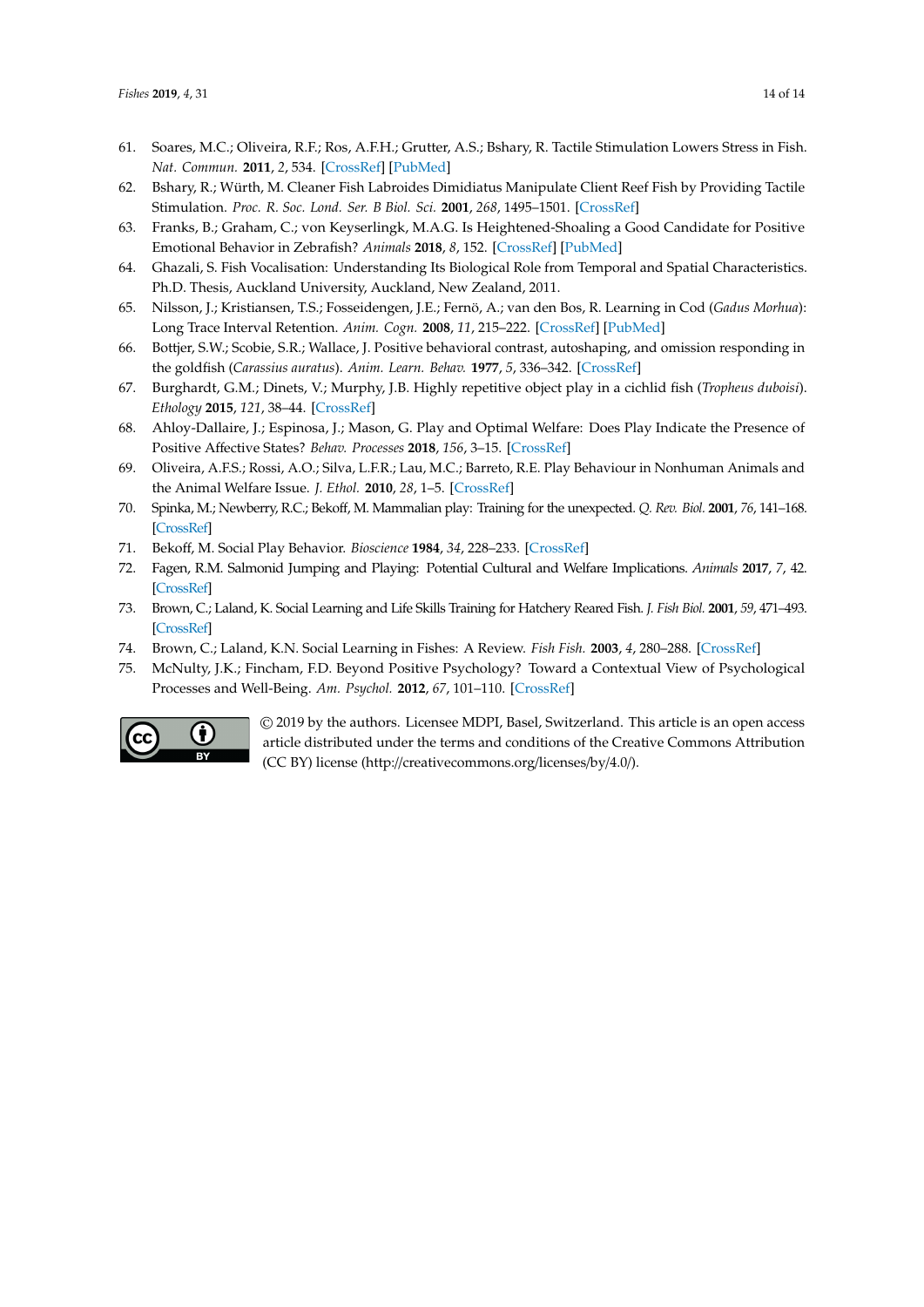61. Soares, M.C.; Oliveira, R.F.; Ros, A.F.H.; Grutter, A.S.; Bshary, R. Tactile Stimulation Lowers Stress in Fish. *Nat. Commun.* **2011**, *2*, 534. [CrossRef] [PubMed]
62. Bshary, R.; Würth, M. Cleaner Fish Labroides Dimidiatus Manipulate Client Reef Fish by Providing Tactile Stimulation. *Proc. R. Soc. Lond. Ser. B Biol. Sci.* **2001**, *268*, 1495–1501. [CrossRef]
63. Franks, B.; Graham, C.; von Keyserlingk, M.A.G. Is Heightened-Shoaling a Good Candidate for Positive Emotional Behavior in Zebrafish? *Animals* **2018**, *8*, 152. [CrossRef] [PubMed]
64. Ghazali, S. Fish Vocalisation: Understanding Its Biological Role from Temporal and Spatial Characteristics. Ph.D. Thesis, Auckland University, Auckland, New Zealand, 2011.
65. Nilsson, J.; Kristiansen, T.S.; Fosseidengen, J.E.; Fernö, A.; van den Bos, R. Learning in Cod (*Gadus Morhua*): Long Trace Interval Retention. *Anim. Cogn.* **2008**, *11*, 215–222. [CrossRef] [PubMed]
66. Bottjer, S.W.; Scobie, S.R.; Wallace, J. Positive behavioral contrast, autoshaping, and omission responding in the goldfish (*Carassius auratus*). *Anim. Learn. Behav.* **1977**, *5*, 336–342. [CrossRef]
67. Burghardt, G.M.; Dinets, V.; Murphy, J.B. Highly repetitive object play in a cichlid fish (*Tropheus duboisi*). *Ethology* **2015**, *121*, 38–44. [CrossRef]
68. Ahloy-Dallaire, J.; Espinosa, J.; Mason, G. Play and Optimal Welfare: Does Play Indicate the Presence of Positive Affective States? *Behav. Processes* **2018**, *156*, 3–15. [CrossRef]
69. Oliveira, A.F.S.; Rossi, A.O.; Silva, L.F.R.; Lau, M.C.; Barreto, R.E. Play Behaviour in Nonhuman Animals and the Animal Welfare Issue. *J. Ethol.* **2010**, *28*, 1–5. [CrossRef]
70. Spinka, M.; Newberry, R.C.; Bekoff, M. Mammalian play: Training for the unexpected. *Q. Rev. Biol.* **2001**, *76*, 141–168. [CrossRef]
71. Bekoff, M. Social Play Behavior. *Bioscience* **1984**, *34*, 228–233. [CrossRef]
72. Fagen, R.M. Salmonid Jumping and Playing: Potential Cultural and Welfare Implications. *Animals* **2017**, *7*, 42. [CrossRef]
73. Brown, C.; Laland, K. Social Learning and Life Skills Training for Hatchery Reared Fish. *J. Fish Biol.* **2001**, *59*, 471–493. [CrossRef]
74. Brown, C.; Laland, K.N. Social Learning in Fishes: A Review. *Fish Fish.* **2003**, *4*, 280–288. [CrossRef]
75. McNulty, J.K.; Fincham, F.D. Beyond Positive Psychology? Toward a Contextual View of Psychological Processes and Well-Being. *Am. Psychol.* **2012**, *67*, 101–110. [CrossRef]

© 2019 by the authors. Licensee MDPI, Basel, Switzerland. This article is an open access article distributed under the terms and conditions of the Creative Commons Attribution (CC BY) license (http://creativecommons.org/licenses/by/4.0/).